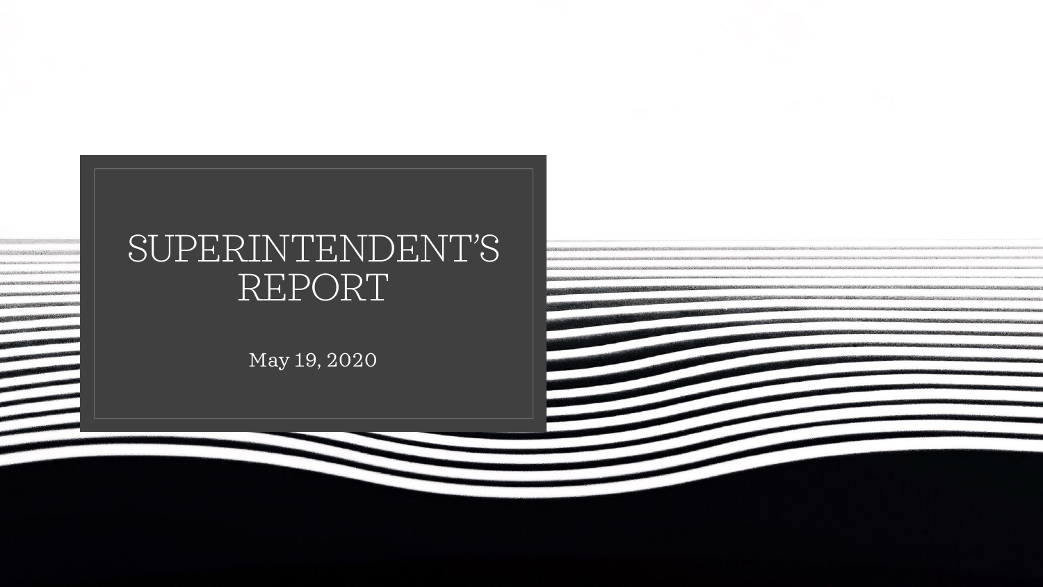# SUPERINTENDENT'S REPORT

May 19, 2020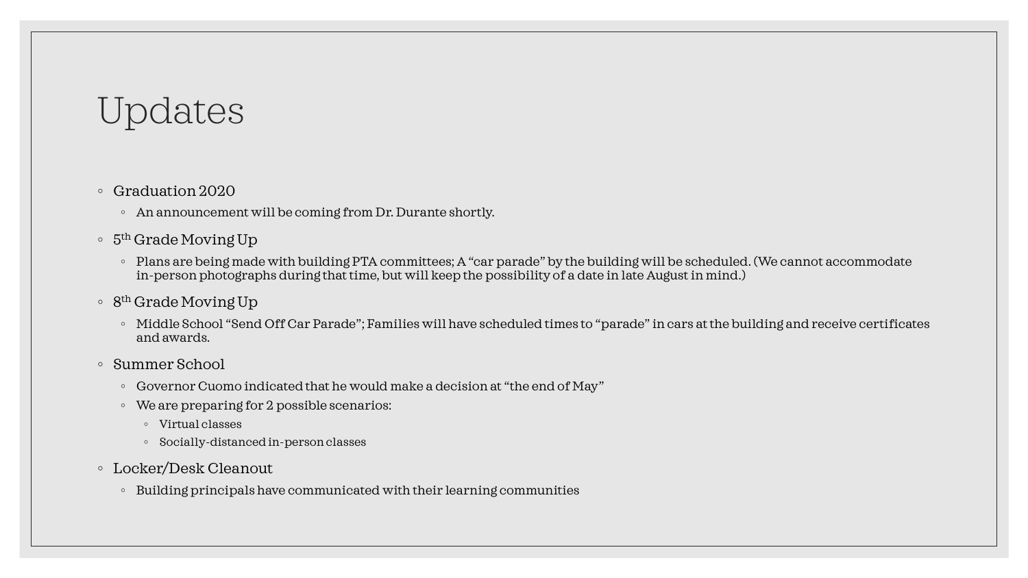# Updates

- Graduation 2020
  - An announcement will be coming from Dr. Durante shortly.
- 5$^{th}$ Grade Moving Up
  - Plans are being made with building PTA committees; A "car parade" by the building will be scheduled. (We cannot accommodate in-person photographs during that time, but will keep the possibility of a date in late August in mind.)
- 8$^{th}$ Grade Moving Up
  - Middle School "Send Off Car Parade"; Families will have scheduled times to "parade" in cars at the building and receive certificates and awards.
- Summer School
  - Governor Cuomo indicated that he would make a decision at "the end of May"
  - We are preparing for 2 possible scenarios:
    - Virtual classes
    - Socially-distanced in-person classes
- Locker/Desk Cleanout
  - Building principals have communicated with their learning communities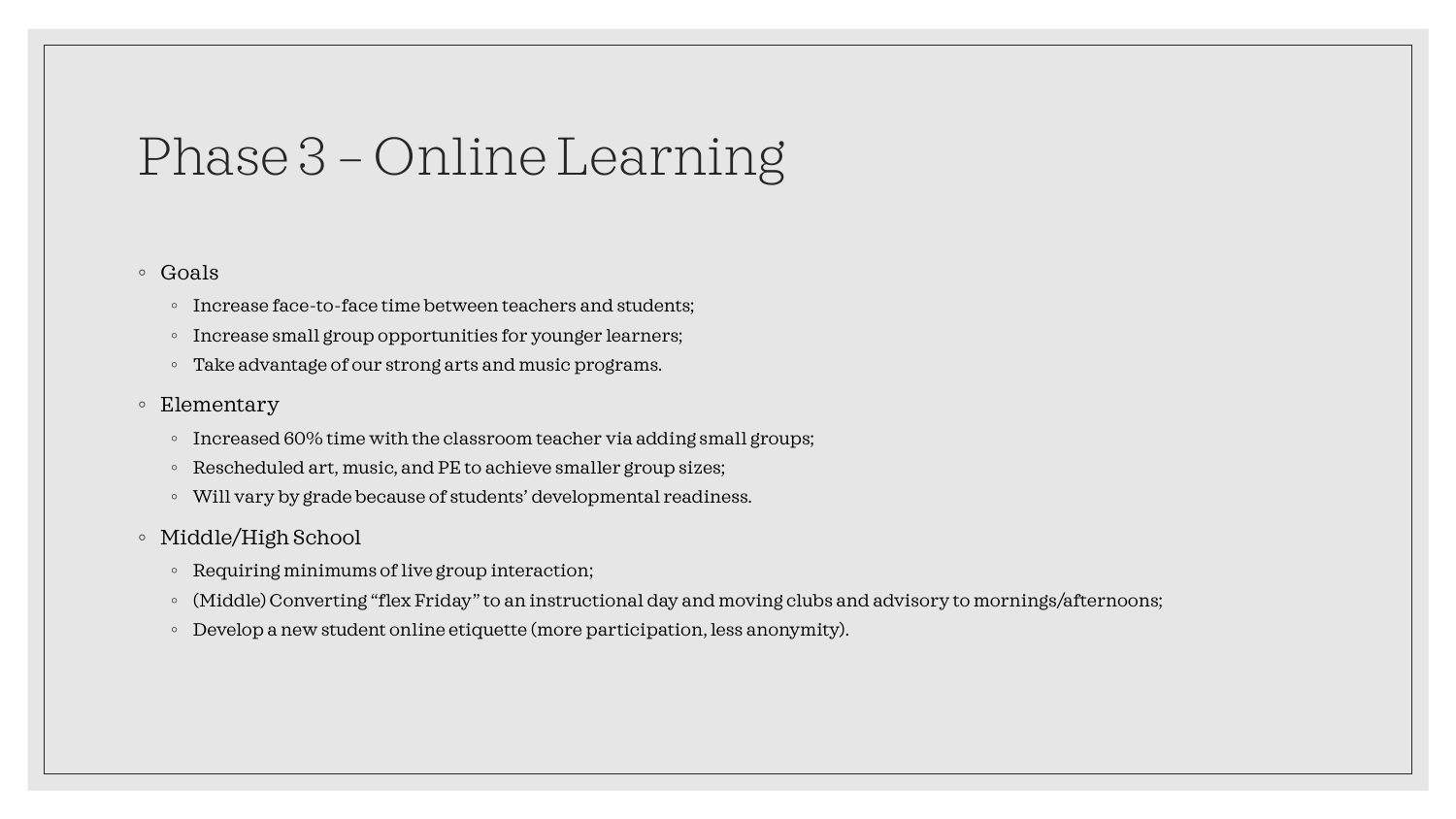# Phase 3 – Online Learning

- Goals
  - Increase face-to-face time between teachers and students;
  - Increase small group opportunities for younger learners;
  - Take advantage of our strong arts and music programs.
- Elementary
  - Increased 60% time with the classroom teacher via adding small groups;
  - Rescheduled art, music, and PE to achieve smaller group sizes;
  - Will vary by grade because of students' developmental readiness.
- Middle/High School
  - Requiring minimums of live group interaction;
  - (Middle) Converting "flex Friday" to an instructional day and moving clubs and advisory to mornings/afternoons;
  - Develop a new student online etiquette (more participation, less anonymity).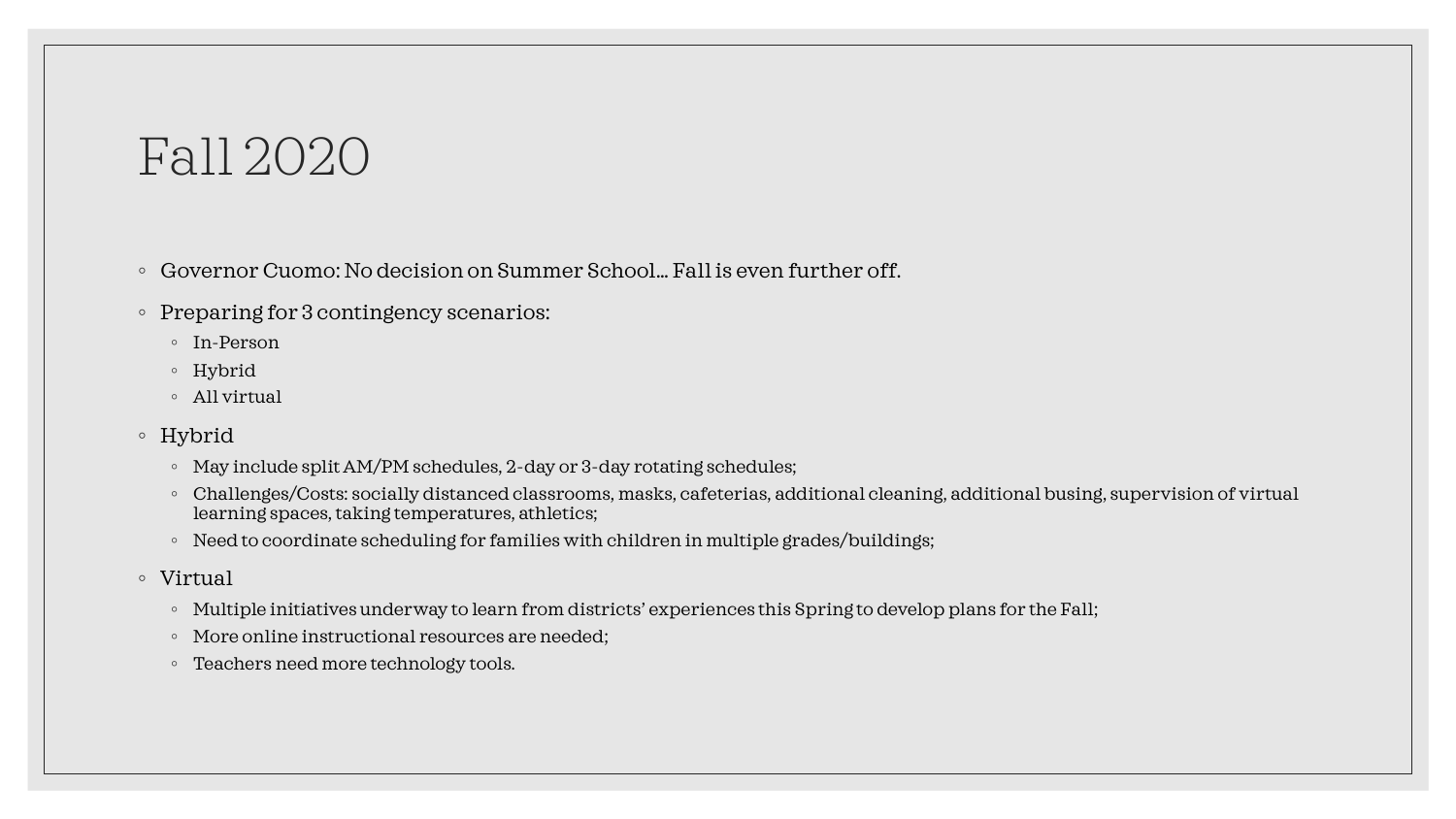# Fall 2020

- Governor Cuomo: No decision on Summer School… Fall is even further off.
- Preparing for 3 contingency scenarios:
  - In-Person
  - Hybrid
  - All virtual
- Hybrid
  - May include split AM/PM schedules, 2-day or 3-day rotating schedules;
  - Challenges/Costs: socially distanced classrooms, masks, cafeterias, additional cleaning, additional busing, supervision of virtual learning spaces, taking temperatures, athletics;
  - Need to coordinate scheduling for families with children in multiple grades/buildings;
- Virtual
  - Multiple initiatives underway to learn from districts' experiences this Spring to develop plans for the Fall;
  - More online instructional resources are needed;
  - Teachers need more technology tools.